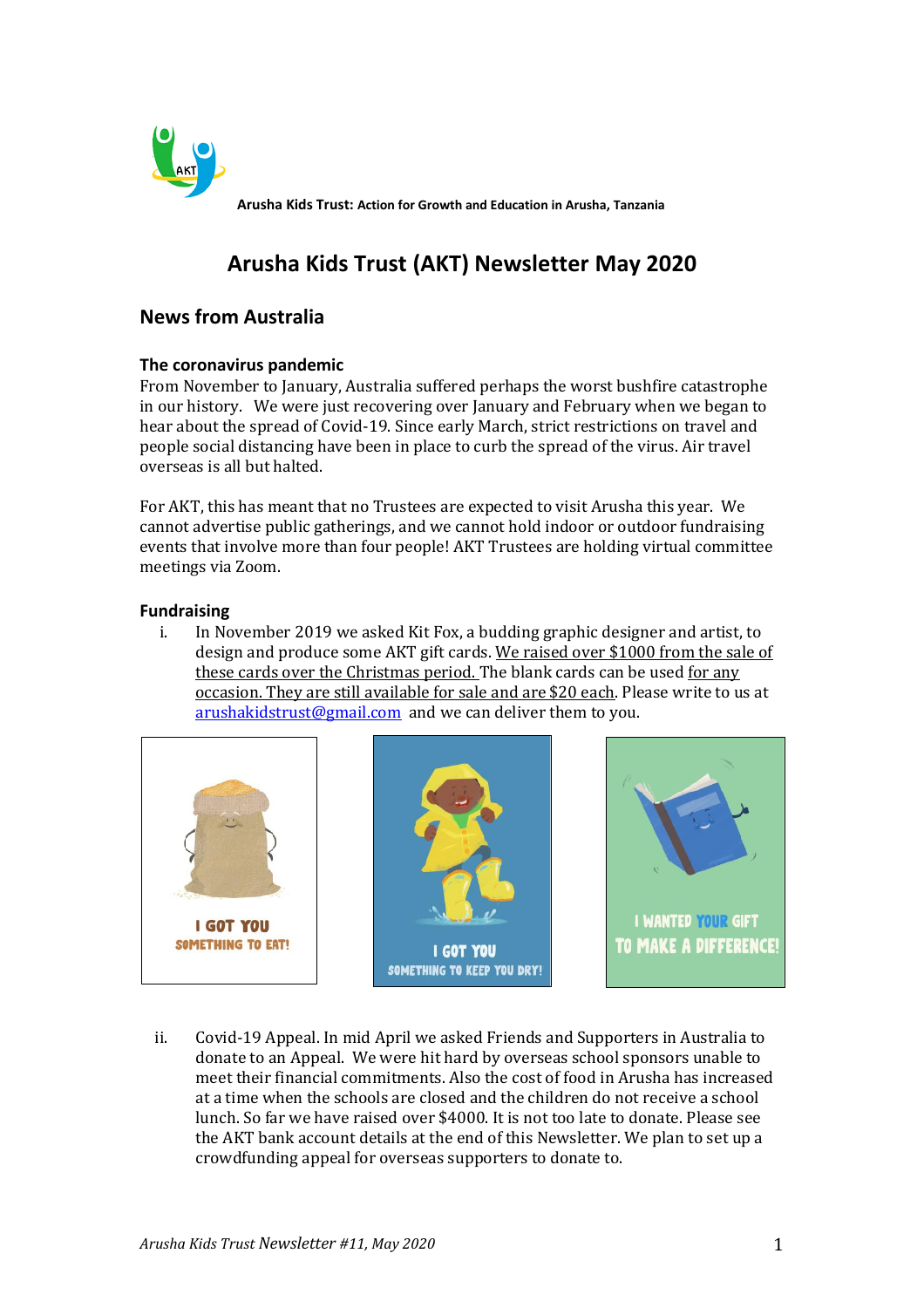Arusha Kids Trust: Action for Growth and Education in Arusha, Tanzania

# Arusha Kids Trust (AKT) Newsletter May 2020

## News from Australia

### The coronavirus pandemic

From November to January, Australia suffered perhaps the worst bushfire catastrophe in our history. We were just recovering over January and February when we began to hear about the spread of Covid-19. Since early March, strict restrictions on travel and people social distancing have been in place to curb the spread of the virus. Air travel overseas is all but halted.

For AKT, this has meant that no Trustees are expected to visit Arusha this year. We cannot advertise public gatherings, and we cannot hold indoor or outdoor fundraising events that involve more than four people! AKT Trustees are holding virtual committee meetings via Zoom.

### Fundraising

i. In November 2019 we asked Kit Fox, a budding graphic designer and artist, to design and produce some AKT gift cards. We raised over $1000 from the sale of these cards over the Christmas period. The blank cards can be used for any occasion. They are still available for sale and are $20 each. Please write to us at arushakidstrust@gmail.com and we can deliver them to you.

ii. Covid-19 Appeal. In mid April we asked Friends and Supporters in Australia to donate to an Appeal. We were hit hard by overseas school sponsors unable to meet their financial commitments. Also the cost of food in Arusha has increased at a time when the schools are closed and the children do not receive a school lunch. So far we have raised over $4000. It is not too late to donate. Please see the AKT bank account details at the end of this Newsletter. We plan to set up a crowdfunding appeal for overseas supporters to donate to.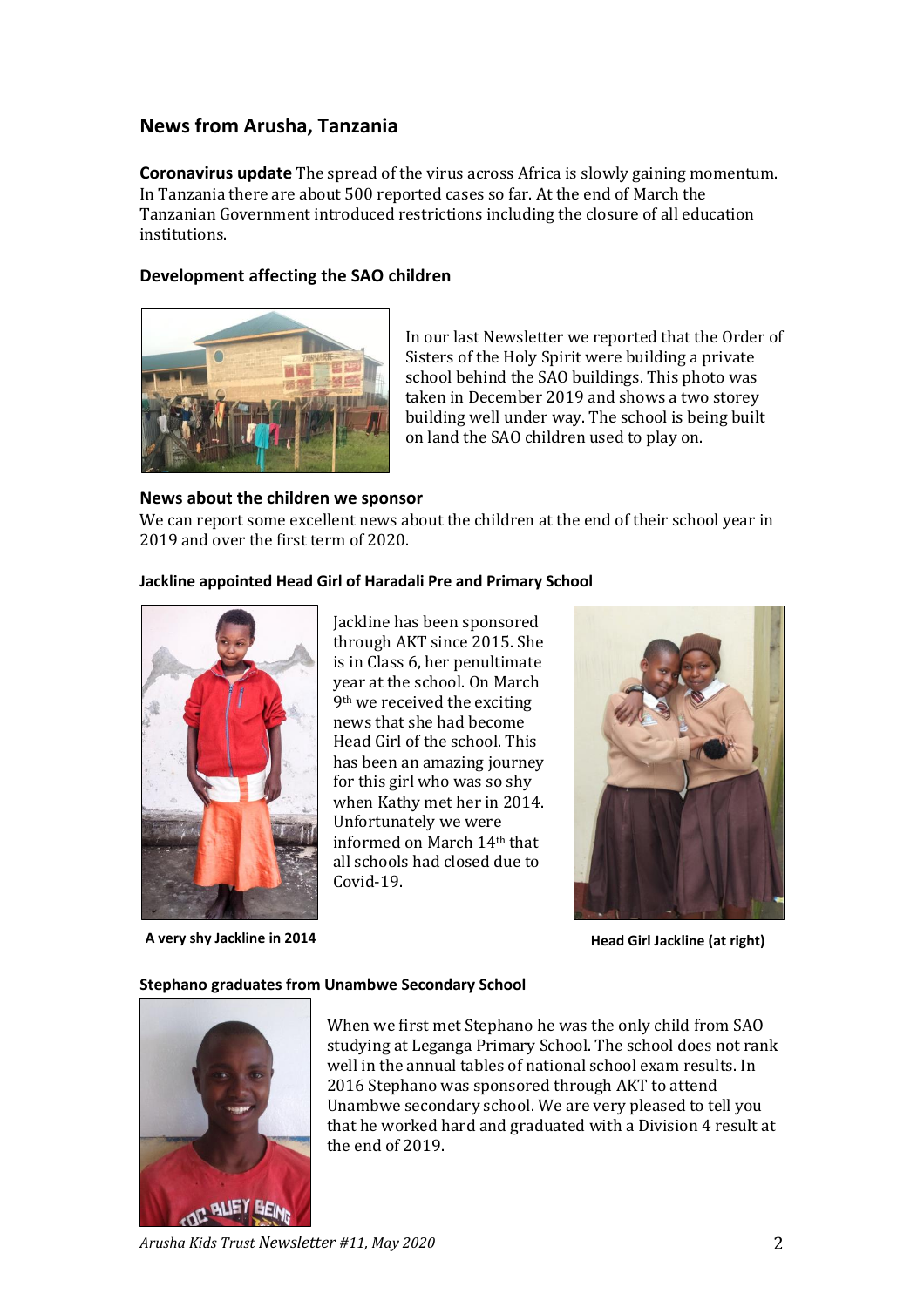## News from Arusha, Tanzania

**Coronavirus update** The spread of the virus across Africa is slowly gaining momentum. In Tanzania there are about 500 reported cases so far. At the end of March the Tanzanian Government introduced restrictions including the closure of all education institutions.

### Development affecting the SAO children

In our last Newsletter we reported that the Order of Sisters of the Holy Spirit were building a private school behind the SAO buildings. This photo was taken in December 2019 and shows a two storey building well under way. The school is being built on land the SAO children used to play on.

### News about the children we sponsor

We can report some excellent news about the children at the end of their school year in 2019 and over the first term of 2020.

#### Jackline appointed Head Girl of Haradali Pre and Primary School

Jackline has been sponsored through AKT since 2015. She is in Class 6, her penultimate year at the school. On March 9th we received the exciting news that she had become Head Girl of the school. This has been an amazing journey for this girl who was so shy when Kathy met her in 2014. Unfortunately we were informed on March 14th that all schools had closed due to Covid-19.

**A very shy Jackline in 2014**

**Head Girl Jackline (at right)**

#### Stephano graduates from Unambwe Secondary School

When we first met Stephano he was the only child from SAO studying at Leganga Primary School. The school does not rank well in the annual tables of national school exam results. In 2016 Stephano was sponsored through AKT to attend Unambwe secondary school. We are very pleased to tell you that he worked hard and graduated with a Division 4 result at the end of 2019.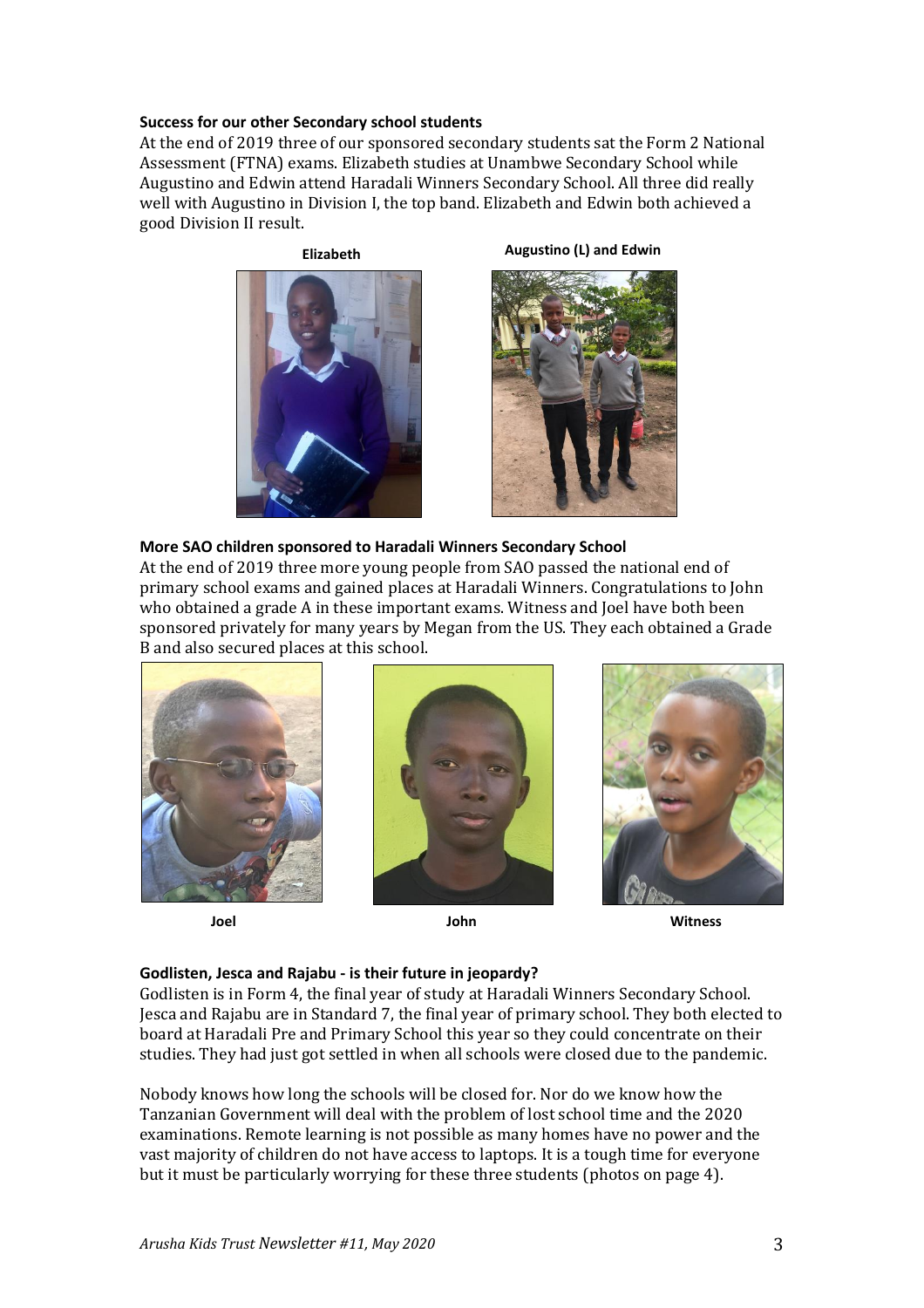**Success for our other Secondary school students**

At the end of 2019 three of our sponsored secondary students sat the Form 2 National Assessment (FTNA) exams. Elizabeth studies at Unambwe Secondary School while Augustino and Edwin attend Haradali Winners Secondary School. All three did really well with Augustino in Division I, the top band. Elizabeth and Edwin both achieved a good Division II result.

**Elizabeth**

**Augustino (L) and Edwin**

**More SAO children sponsored to Haradali Winners Secondary School**

At the end of 2019 three more young people from SAO passed the national end of primary school exams and gained places at Haradali Winners. Congratulations to John who obtained a grade A in these important exams. Witness and Joel have both been sponsored privately for many years by Megan from the US. They each obtained a Grade B and also secured places at this school.

**Joel**

**John**

**Witness**

**Godlisten, Jesca and Rajabu - is their future in jeopardy?**

Godlisten is in Form 4, the final year of study at Haradali Winners Secondary School. Jesca and Rajabu are in Standard 7, the final year of primary school. They both elected to board at Haradali Pre and Primary School this year so they could concentrate on their studies. They had just got settled in when all schools were closed due to the pandemic.

Nobody knows how long the schools will be closed for. Nor do we know how the Tanzanian Government will deal with the problem of lost school time and the 2020 examinations. Remote learning is not possible as many homes have no power and the vast majority of children do not have access to laptops. It is a tough time for everyone but it must be particularly worrying for these three students (photos on page 4).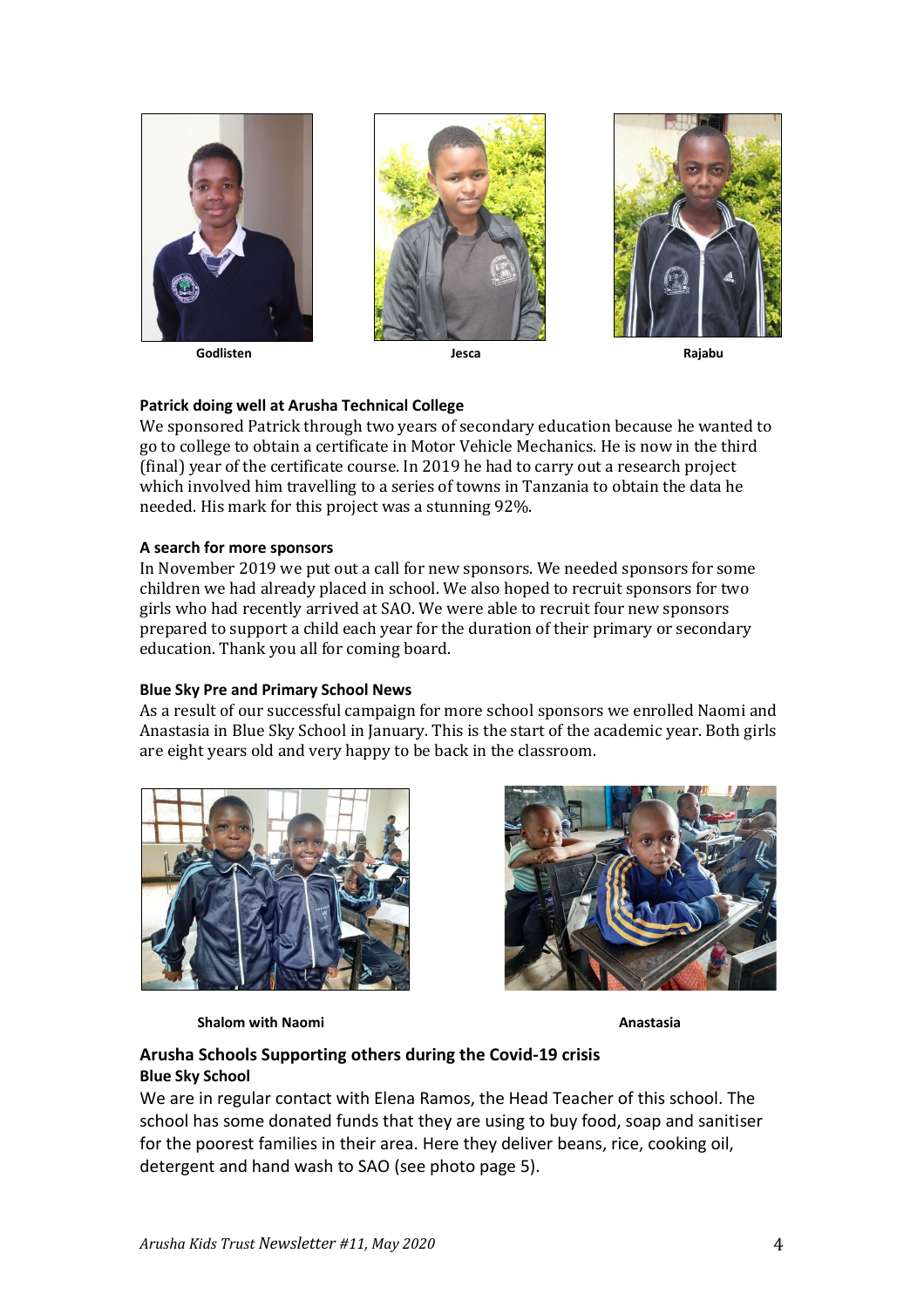Godlisten

Jesca

Rajabu

**Patrick doing well at Arusha Technical College**

We sponsored Patrick through two years of secondary education because he wanted to go to college to obtain a certificate in Motor Vehicle Mechanics. He is now in the third (final) year of the certificate course. In 2019 he had to carry out a research project which involved him travelling to a series of towns in Tanzania to obtain the data he needed. His mark for this project was a stunning 92%.

**A search for more sponsors**

In November 2019 we put out a call for new sponsors. We needed sponsors for some children we had already placed in school. We also hoped to recruit sponsors for two girls who had recently arrived at SAO. We were able to recruit four new sponsors prepared to support a child each year for the duration of their primary or secondary education. Thank you all for coming board.

**Blue Sky Pre and Primary School News**

As a result of our successful campaign for more school sponsors we enrolled Naomi and Anastasia in Blue Sky School in January. This is the start of the academic year. Both girls are eight years old and very happy to be back in the classroom.

Shalom with Naomi

Anastasia

## Arusha Schools Supporting others during the Covid-19 crisis

**Blue Sky School**

We are in regular contact with Elena Ramos, the Head Teacher of this school. The school has some donated funds that they are using to buy food, soap and sanitiser for the poorest families in their area. Here they deliver beans, rice, cooking oil, detergent and hand wash to SAO (see photo page 5).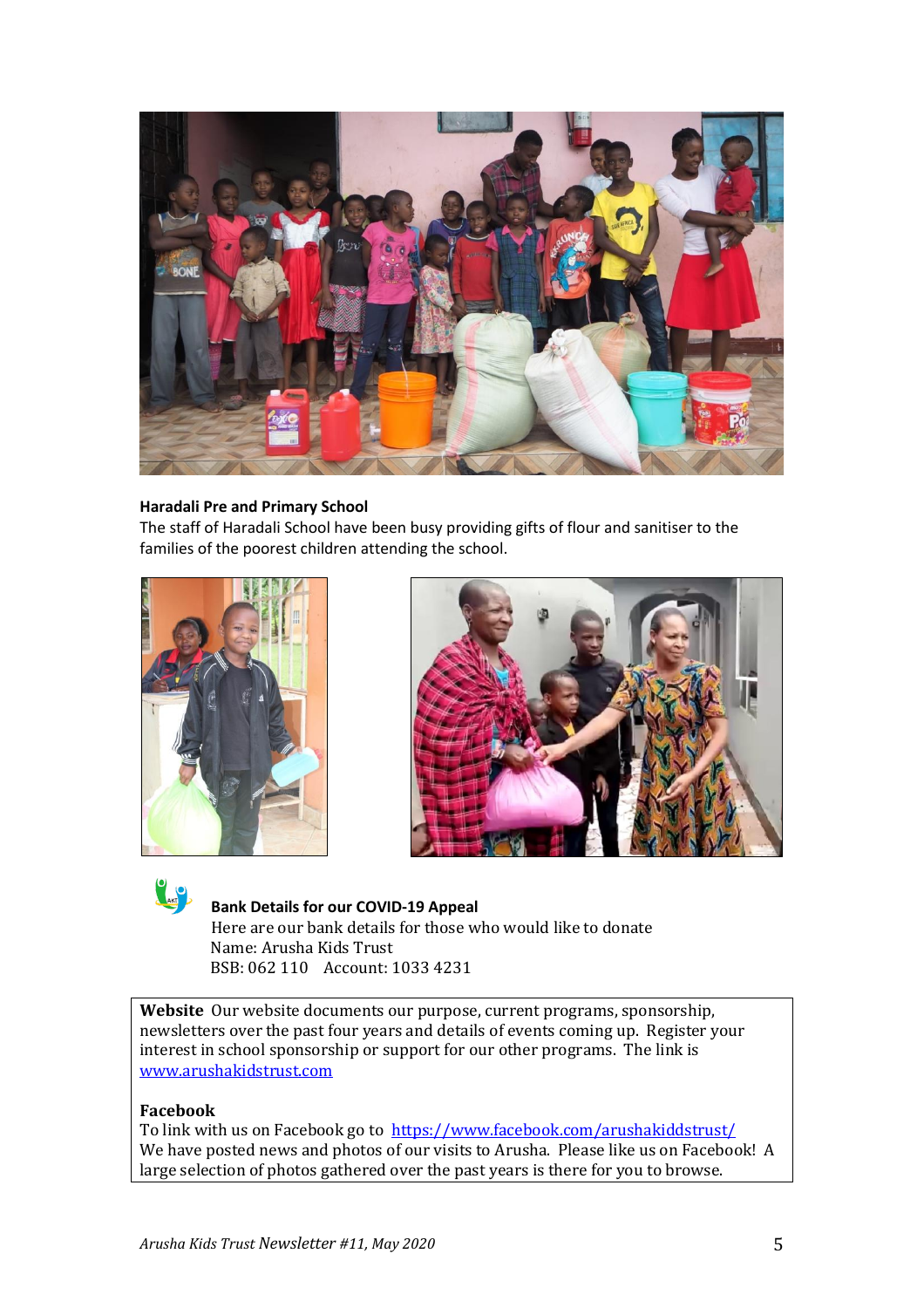**Haradali Pre and Primary School**

The staff of Haradali School have been busy providing gifts of flour and sanitiser to the families of the poorest children attending the school.

**Bank Details for our COVID-19 Appeal**

Here are our bank details for those who would like to donate

Name: Arusha Kids Trust

BSB: 062 110  Account: 1033 4231

**Website** Our website documents our purpose, current programs, sponsorship, newsletters over the past four years and details of events coming up. Register your interest in school sponsorship or support for our other programs. The link is www.arushakidstrust.com

**Facebook**

To link with us on Facebook go to https://www.facebook.com/arushakiddstrust/

We have posted news and photos of our visits to Arusha. Please like us on Facebook! A large selection of photos gathered over the past years is there for you to browse.